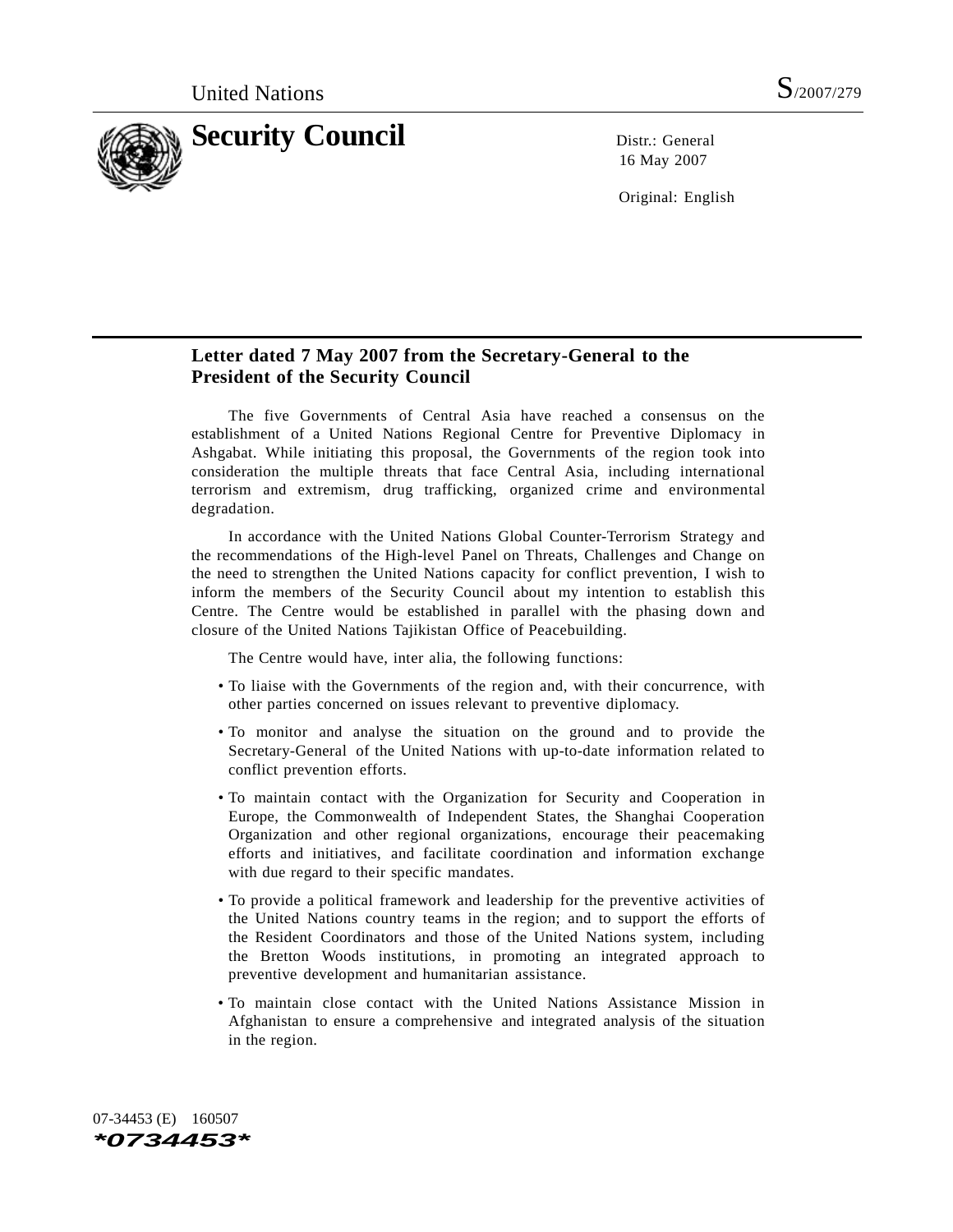United Nations S/2007/279

# Security Council

Distr.: General
16 May 2007

Original: English

## Letter dated 7 May 2007 from the Secretary-General to the President of the Security Council

The five Governments of Central Asia have reached a consensus on the establishment of a United Nations Regional Centre for Preventive Diplomacy in Ashgabat. While initiating this proposal, the Governments of the region took into consideration the multiple threats that face Central Asia, including international terrorism and extremism, drug trafficking, organized crime and environmental degradation.

In accordance with the United Nations Global Counter-Terrorism Strategy and the recommendations of the High-level Panel on Threats, Challenges and Change on the need to strengthen the United Nations capacity for conflict prevention, I wish to inform the members of the Security Council about my intention to establish this Centre. The Centre would be established in parallel with the phasing down and closure of the United Nations Tajikistan Office of Peacebuilding.

The Centre would have, inter alia, the following functions:

- To liaise with the Governments of the region and, with their concurrence, with other parties concerned on issues relevant to preventive diplomacy.
- To monitor and analyse the situation on the ground and to provide the Secretary-General of the United Nations with up-to-date information related to conflict prevention efforts.
- To maintain contact with the Organization for Security and Cooperation in Europe, the Commonwealth of Independent States, the Shanghai Cooperation Organization and other regional organizations, encourage their peacemaking efforts and initiatives, and facilitate coordination and information exchange with due regard to their specific mandates.
- To provide a political framework and leadership for the preventive activities of the United Nations country teams in the region; and to support the efforts of the Resident Coordinators and those of the United Nations system, including the Bretton Woods institutions, in promoting an integrated approach to preventive development and humanitarian assistance.
- To maintain close contact with the United Nations Assistance Mission in Afghanistan to ensure a comprehensive and integrated analysis of the situation in the region.

07-34453 (E) 160507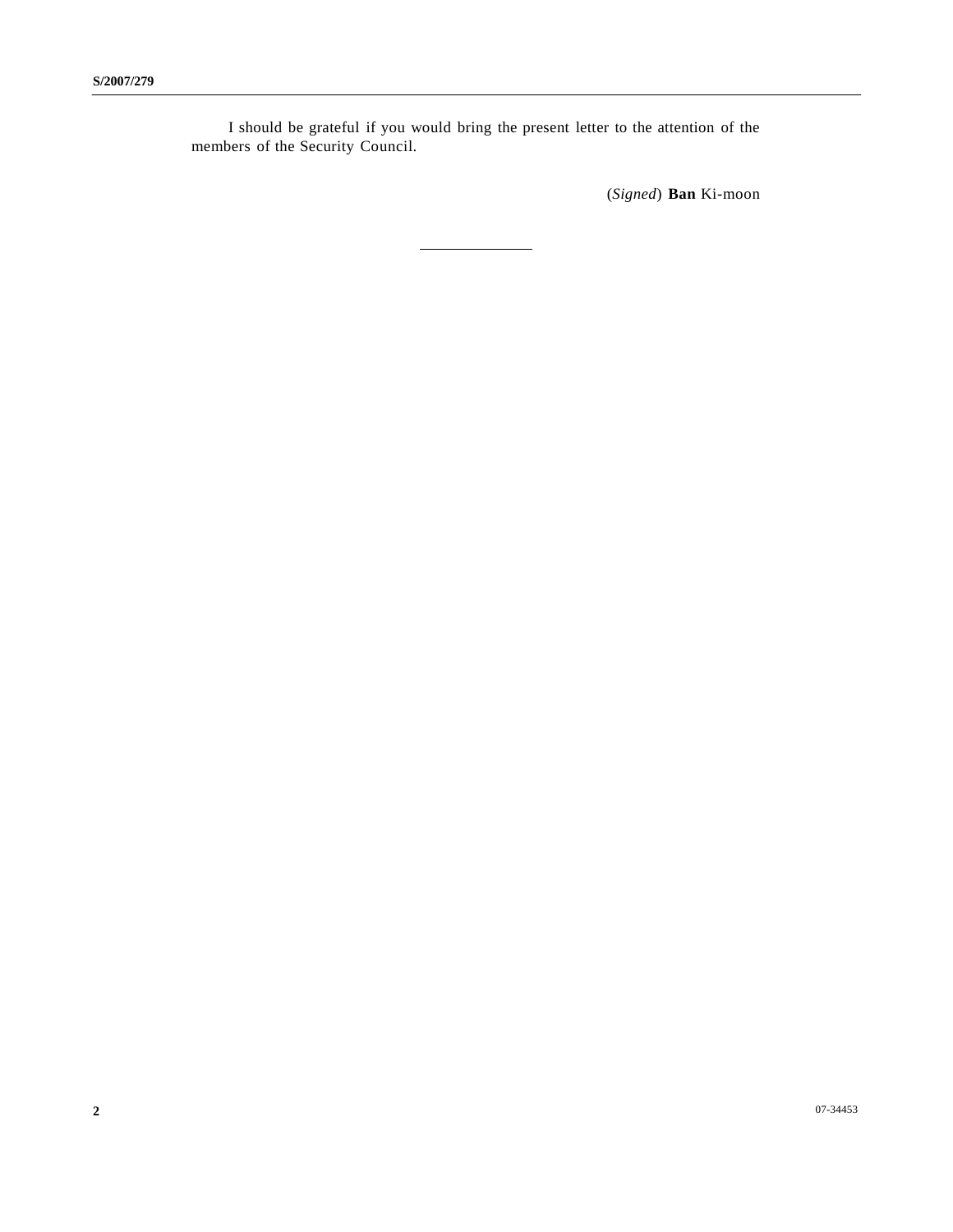I should be grateful if you would bring the present letter to the attention of the members of the Security Council.

(*Signed*) **Ban** Ki-moon